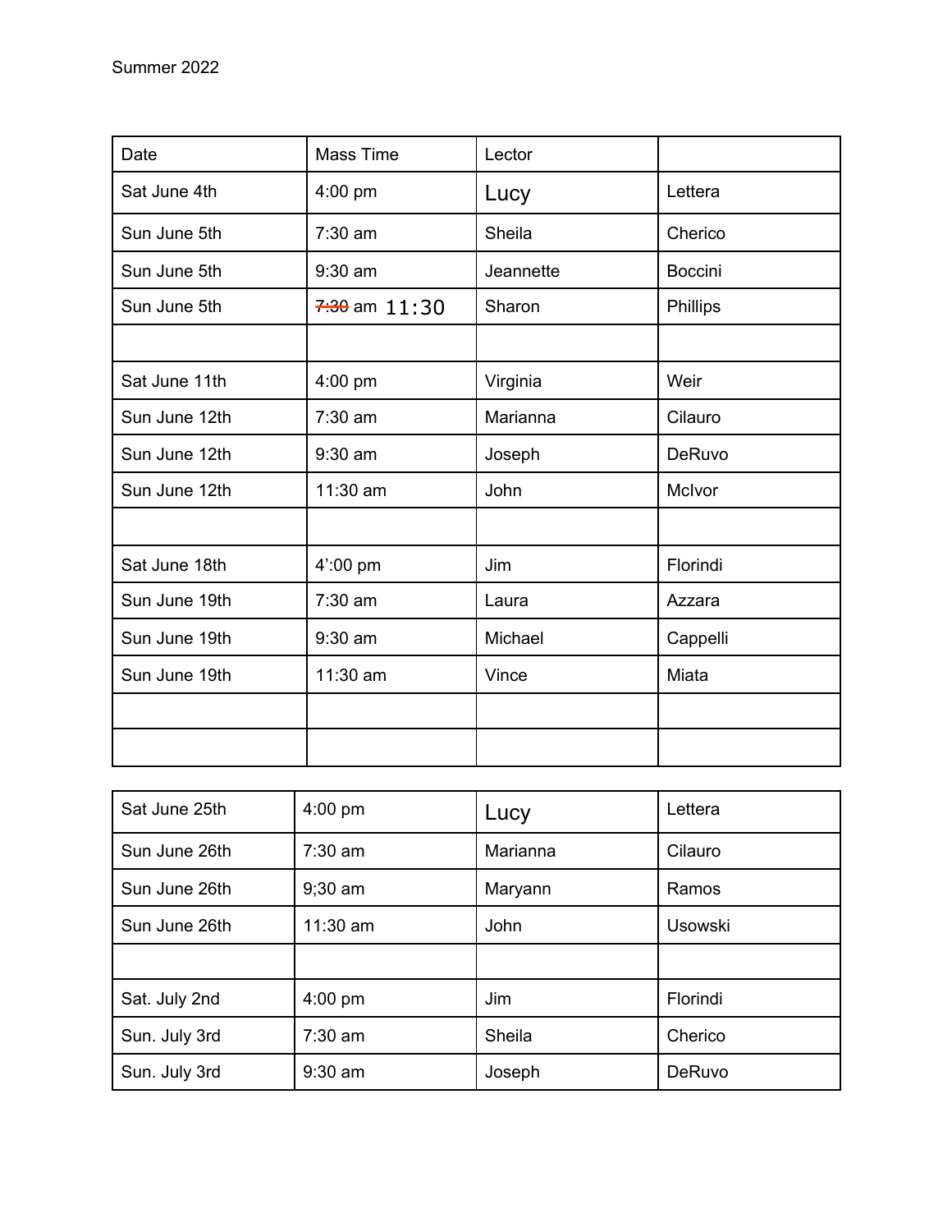Summer 2022

| Date | Mass Time | Lector | |
|---|---|---|---|
| Sat June 4th | 4:00 pm | Lucy | Lettera |
| Sun June 5th | 7:30 am | Sheila | Cherico |
| Sun June 5th | 9:30 am | Jeannette | Boccini |
| Sun June 5th | ~~7:30~~ am 11:30 | Sharon | Phillips |
| | | | |
| Sat June 11th | 4:00 pm | Virginia | Weir |
| Sun June 12th | 7:30 am | Marianna | Cilauro |
| Sun June 12th | 9:30 am | Joseph | DeRuvo |
| Sun June 12th | 11:30 am | John | McIvor |
| | | | |
| Sat June 18th | 4':00 pm | Jim | Florindi |
| Sun June 19th | 7:30 am | Laura | Azzara |
| Sun June 19th | 9:30 am | Michael | Cappelli |
| Sun June 19th | 11:30 am | Vince | Miata |
| | | | |
| | | | |
| Sat June 25th | 4:00 pm | Lucy | Lettera |
| Sun June 26th | 7:30 am | Marianna | Cilauro |
| Sun June 26th | 9;30 am | Maryann | Ramos |
| Sun June 26th | 11:30 am | John | Usowski |
| | | | |
| Sat. July 2nd | 4:00 pm | Jim | Florindi |
| Sun. July 3rd | 7:30 am | Sheila | Cherico |
| Sun. July 3rd | 9:30 am | Joseph | DeRuvo |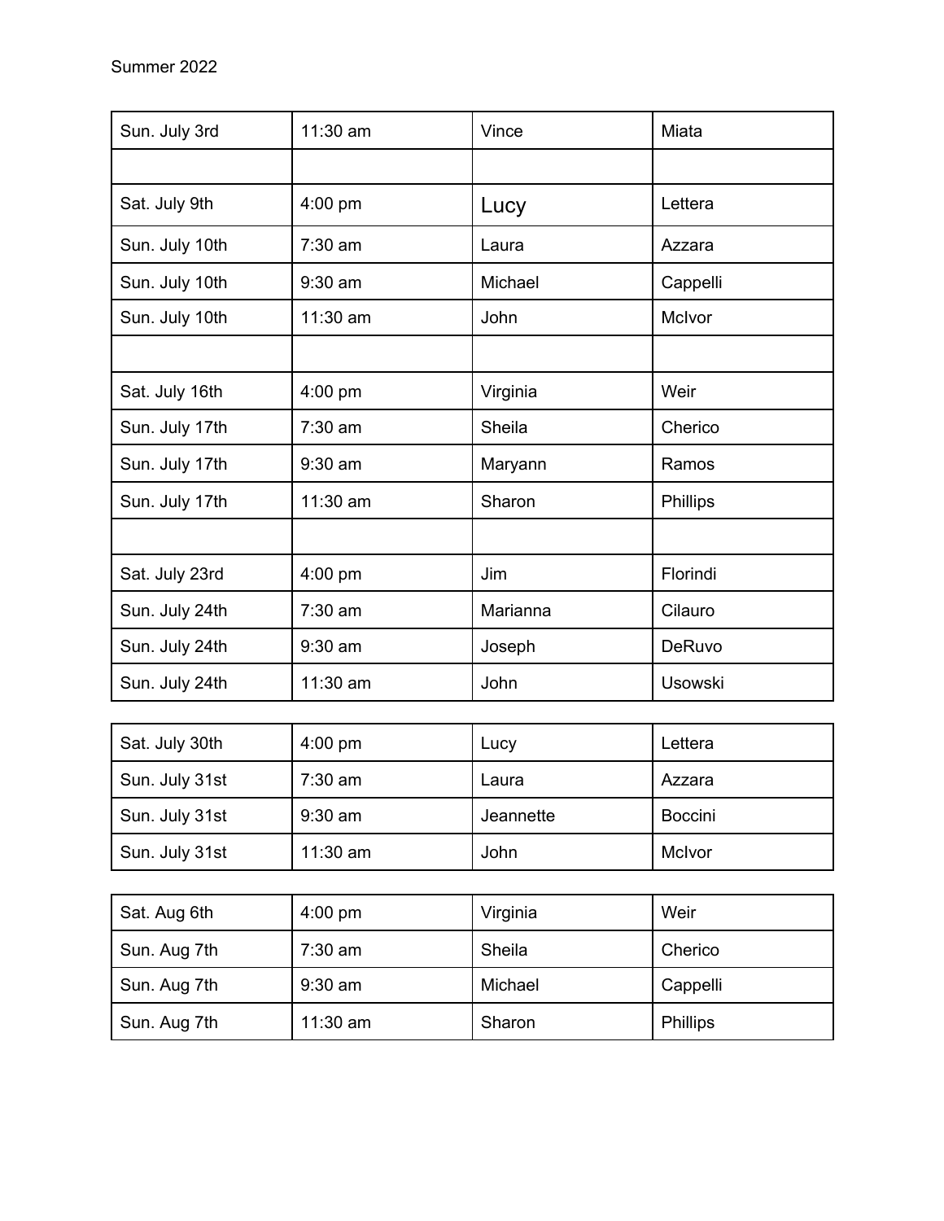Summer 2022

| | | | |
|---|---|---|---|
| Sun. July 3rd | 11:30 am | Vince | Miata |
| | | | |
| Sat. July 9th | 4:00 pm | Lucy | Lettera |
| Sun. July 10th | 7:30 am | Laura | Azzara |
| Sun. July 10th | 9:30 am | Michael | Cappelli |
| Sun. July 10th | 11:30 am | John | McIvor |
| | | | |
| Sat. July 16th | 4:00 pm | Virginia | Weir |
| Sun. July 17th | 7:30 am | Sheila | Cherico |
| Sun. July 17th | 9:30 am | Maryann | Ramos |
| Sun. July 17th | 11:30 am | Sharon | Phillips |
| | | | |
| Sat. July 23rd | 4:00 pm | Jim | Florindi |
| Sun. July 24th | 7:30 am | Marianna | Cilauro |
| Sun. July 24th | 9:30 am | Joseph | DeRuvo |
| Sun. July 24th | 11:30 am | John | Usowski |

| | | | |
|---|---|---|---|
| Sat. July 30th | 4:00 pm | Lucy | Lettera |
| Sun. July 31st | 7:30 am | Laura | Azzara |
| Sun. July 31st | 9:30 am | Jeannette | Boccini |
| Sun. July 31st | 11:30 am | John | McIvor |

| | | | |
|---|---|---|---|
| Sat. Aug 6th | 4:00 pm | Virginia | Weir |
| Sun. Aug 7th | 7:30 am | Sheila | Cherico |
| Sun. Aug 7th | 9:30 am | Michael | Cappelli |
| Sun. Aug 7th | 11:30 am | Sharon | Phillips |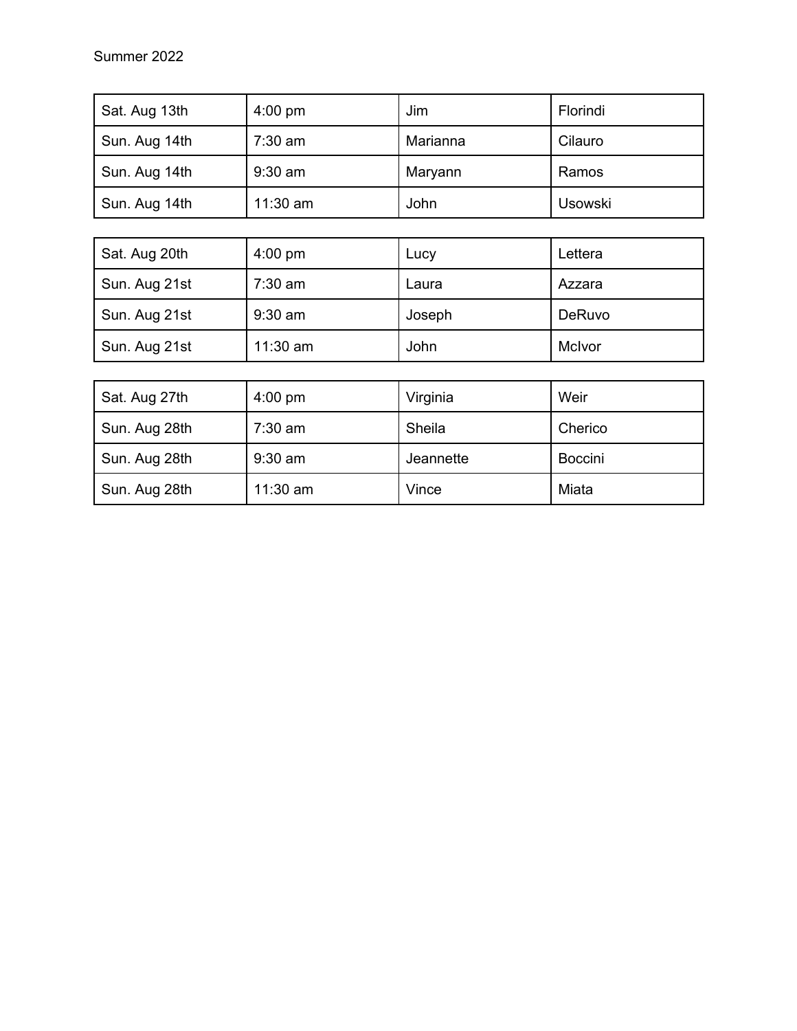Summer 2022

| | | | |
|---|---|---|---|
| Sat. Aug 13th | 4:00 pm | Jim | Florindi |
| Sun. Aug 14th | 7:30 am | Marianna | Cilauro |
| Sun. Aug 14th | 9:30 am | Maryann | Ramos |
| Sun. Aug 14th | 11:30 am | John | Usowski |

| | | | |
|---|---|---|---|
| Sat. Aug 20th | 4:00 pm | Lucy | Lettera |
| Sun. Aug 21st | 7:30 am | Laura | Azzara |
| Sun. Aug 21st | 9:30 am | Joseph | DeRuvo |
| Sun. Aug 21st | 11:30 am | John | McIvor |

| | | | |
|---|---|---|---|
| Sat. Aug 27th | 4:00 pm | Virginia | Weir |
| Sun. Aug 28th | 7:30 am | Sheila | Cherico |
| Sun. Aug 28th | 9:30 am | Jeannette | Boccini |
| Sun. Aug 28th | 11:30 am | Vince | Miata |